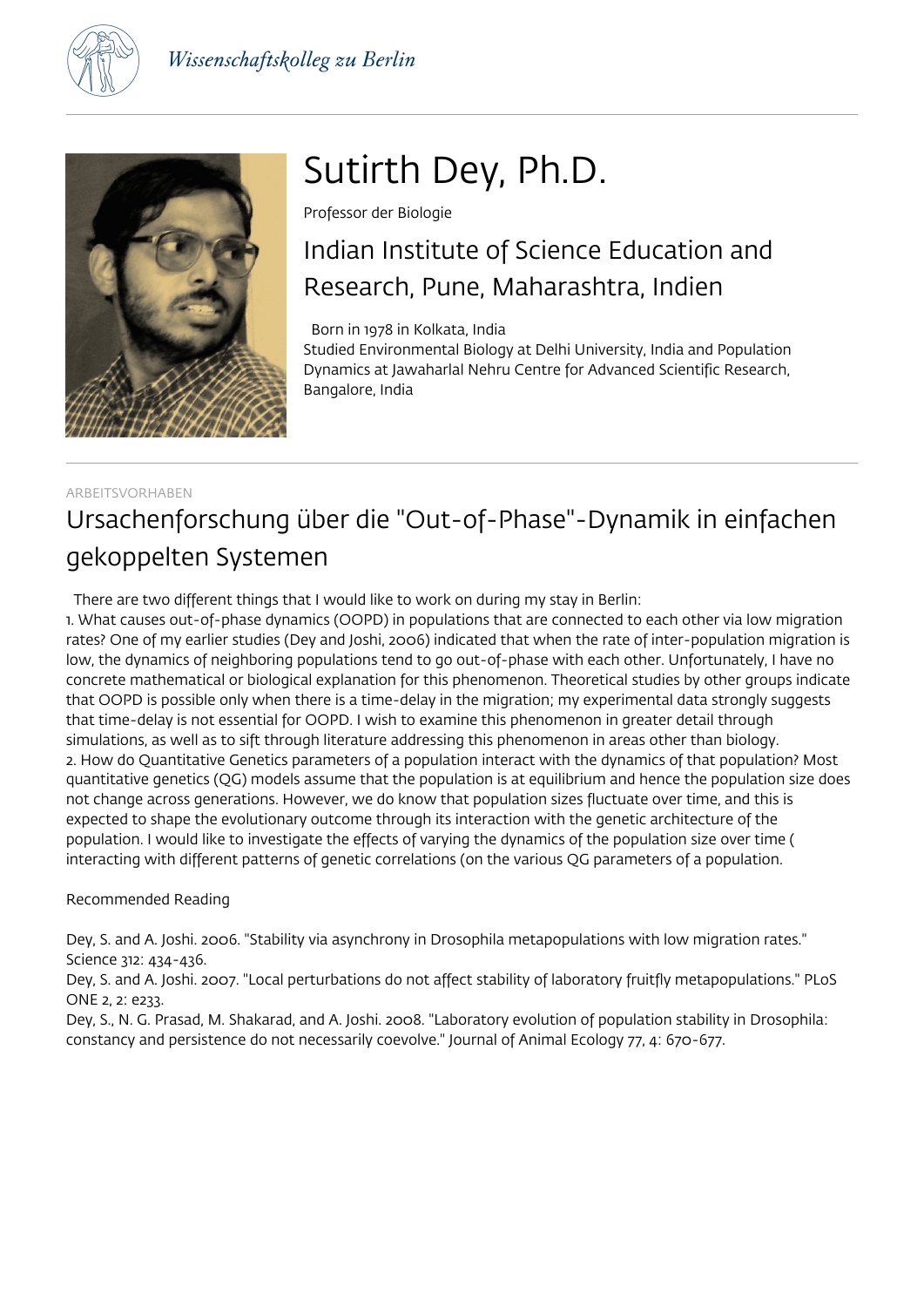Wissenschaftskolleg zu Berlin

# Sutirth Dey, Ph.D.

Professor der Biologie

## Indian Institute of Science Education and Research, Pune, Maharashtra, Indien

Born in 1978 in Kolkata, India
Studied Environmental Biology at Delhi University, India and Population Dynamics at Jawaharlal Nehru Centre for Advanced Scientific Research, Bangalore, India

ARBEITSVORHABEN

## Ursachenforschung über die "Out-of-Phase"-Dynamik in einfachen gekoppelten Systemen

There are two different things that I would like to work on during my stay in Berlin:

1. What causes out-of-phase dynamics (OOPD) in populations that are connected to each other via low migration rates? One of my earlier studies (Dey and Joshi, 2006) indicated that when the rate of inter-population migration is low, the dynamics of neighboring populations tend to go out-of-phase with each other. Unfortunately, I have no concrete mathematical or biological explanation for this phenomenon. Theoretical studies by other groups indicate that OOPD is possible only when there is a time-delay in the migration; my experimental data strongly suggests that time-delay is not essential for OOPD. I wish to examine this phenomenon in greater detail through simulations, as well as to sift through literature addressing this phenomenon in areas other than biology.
2. How do Quantitative Genetics parameters of a population interact with the dynamics of that population? Most quantitative genetics (QG) models assume that the population is at equilibrium and hence the population size does not change across generations. However, we do know that population sizes fluctuate over time, and this is expected to shape the evolutionary outcome through its interaction with the genetic architecture of the population. I would like to investigate the effects of varying the dynamics of the population size over time ( interacting with different patterns of genetic correlations (on the various QG parameters of a population.

Recommended Reading

Dey, S. and A. Joshi. 2006. "Stability via asynchrony in Drosophila metapopulations with low migration rates." Science 312: 434-436.

Dey, S. and A. Joshi. 2007. "Local perturbations do not affect stability of laboratory fruitfly metapopulations." PLoS ONE 2, 2: e233.

Dey, S., N. G. Prasad, M. Shakarad, and A. Joshi. 2008. "Laboratory evolution of population stability in Drosophila: constancy and persistence do not necessarily coevolve." Journal of Animal Ecology 77, 4: 670-677.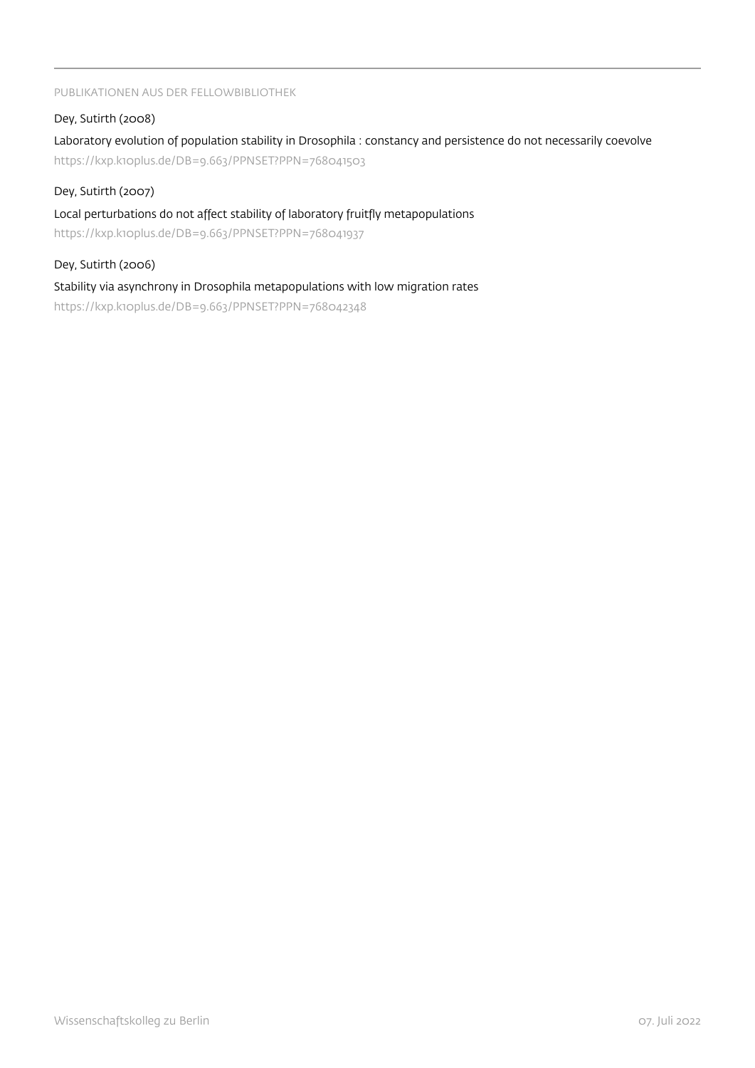PUBLIKATIONEN AUS DER FELLOWBIBLIOTHEK

Dey, Sutirth (2008)

Laboratory evolution of population stability in Drosophila : constancy and persistence do not necessarily coevolve

https://kxp.k10plus.de/DB=9.663/PPNSET?PPN=768041503

Dey, Sutirth (2007)

Local perturbations do not affect stability of laboratory fruitfly metapopulations

https://kxp.k10plus.de/DB=9.663/PPNSET?PPN=768041937

Dey, Sutirth (2006)

Stability via asynchrony in Drosophila metapopulations with low migration rates

https://kxp.k10plus.de/DB=9.663/PPNSET?PPN=768042348